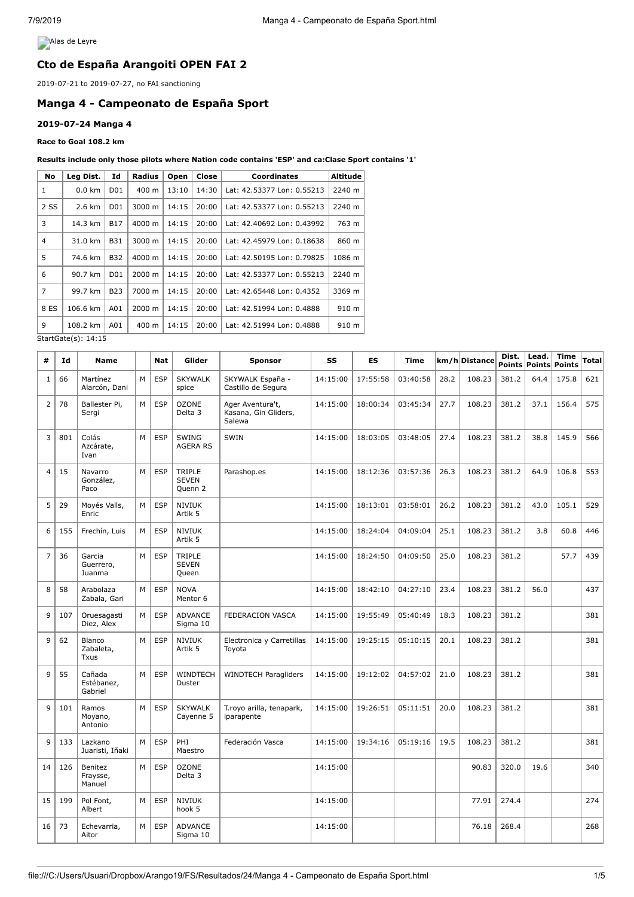Alas de Leyre

## Cto de España Arangoiti OPEN FAI 2

2019-07-21 to 2019-07-27, no FAI sanctioning

## Manga 4 - Campeonato de España Sport

### 2019-07-24 Manga 4

**Race to Goal 108.2 km**

**Results include only those pilots where Nation code contains 'ESP' and ca:Clase Sport contains '1'**

| No | Leg Dist. | Id | Radius | Open | Close | Coordinates | Altitude |
|---|---|---|---|---|---|---|---|
| 1 | 0.0 km | D01 | 400 m | 13:10 | 14:30 | Lat: 42.53377 Lon: 0.55213 | 2240 m |
| 2 SS | 2.6 km | D01 | 3000 m | 14:15 | 20:00 | Lat: 42.53377 Lon: 0.55213 | 2240 m |
| 3 | 14.3 km | B17 | 4000 m | 14:15 | 20:00 | Lat: 42.40692 Lon: 0.43992 | 763 m |
| 4 | 31.0 km | B31 | 3000 m | 14:15 | 20:00 | Lat: 42.45979 Lon: 0.18638 | 860 m |
| 5 | 74.6 km | B32 | 4000 m | 14:15 | 20:00 | Lat: 42.50195 Lon: 0.79825 | 1086 m |
| 6 | 90.7 km | D01 | 2000 m | 14:15 | 20:00 | Lat: 42.53377 Lon: 0.55213 | 2240 m |
| 7 | 99.7 km | B23 | 7000 m | 14:15 | 20:00 | Lat: 42.65448 Lon: 0.4352 | 3369 m |
| 8 ES | 106.6 km | A01 | 2000 m | 14:15 | 20:00 | Lat: 42.51994 Lon: 0.4888 | 910 m |
| 9 | 108.2 km | A01 | 400 m | 14:15 | 20:00 | Lat: 42.51994 Lon: 0.4888 | 910 m |

StartGate(s): 14:15

| # | Id | Name | | Nat | Glider | Sponsor | SS | ES | Time | km/h | Distance | Dist. Points | Lead. Points | Time Points | Total |
|---|---|---|---|---|---|---|---|---|---|---|---|---|---|---|---|
| 1 | 66 | Martínez Alarcón, Dani | M | ESP | SKYWALK spice | SKYWALK España - Castillo de Segura | 14:15:00 | 17:55:58 | 03:40:58 | 28.2 | 108.23 | 381.2 | 64.4 | 175.8 | 621 |
| 2 | 78 | Ballester Pi, Sergi | M | ESP | OZONE Delta 3 | Ager Aventura't, Kasana, Gin Gliders, Salewa | 14:15:00 | 18:00:34 | 03:45:34 | 27.7 | 108.23 | 381.2 | 37.1 | 156.4 | 575 |
| 3 | 801 | Colás Azcárate, Ivan | M | ESP | SWING AGERA RS | SWIN | 14:15:00 | 18:03:05 | 03:48:05 | 27.4 | 108.23 | 381.2 | 38.8 | 145.9 | 566 |
| 4 | 15 | Navarro González, Paco | M | ESP | TRIPLE SEVEN Quenn 2 | Parashop.es | 14:15:00 | 18:12:36 | 03:57:36 | 26.3 | 108.23 | 381.2 | 64.9 | 106.8 | 553 |
| 5 | 29 | Moyés Valls, Enric | M | ESP | NIVIUK Artik 5 | | 14:15:00 | 18:13:01 | 03:58:01 | 26.2 | 108.23 | 381.2 | 43.0 | 105.1 | 529 |
| 6 | 155 | Frechín, Luis | M | ESP | NIVIUK Artik 5 | | 14:15:00 | 18:24:04 | 04:09:04 | 25.1 | 108.23 | 381.2 | 3.8 | 60.8 | 446 |
| 7 | 36 | Garcia Guerrero, Juanma | M | ESP | TRIPLE SEVEN Queen | | 14:15:00 | 18:24:50 | 04:09:50 | 25.0 | 108.23 | 381.2 | | 57.7 | 439 |
| 8 | 58 | Arabolaza Zabala, Gari | M | ESP | NOVA Mentor 6 | | 14:15:00 | 18:42:10 | 04:27:10 | 23.4 | 108.23 | 381.2 | 56.0 | | 437 |
| 9 | 107 | Oruesagasti Diez, Alex | M | ESP | ADVANCE Sigma 10 | FEDERACION VASCA | 14:15:00 | 19:55:49 | 05:40:49 | 18.3 | 108.23 | 381.2 | | | 381 |
| 9 | 62 | Blanco Zabaleta, Txus | M | ESP | NIVIUK Artik 5 | Electronica y Carretillas Toyota | 14:15:00 | 19:25:15 | 05:10:15 | 20.1 | 108.23 | 381.2 | | | 381 |
| 9 | 55 | Cañada Estébanez, Gabriel | M | ESP | WINDTECH Duster | WINDTECH Paragliders | 14:15:00 | 19:12:02 | 04:57:02 | 21.0 | 108.23 | 381.2 | | | 381 |
| 9 | 101 | Ramos Moyano, Antonio | M | ESP | SKYWALK Cayenne 5 | T.royo arilla, tenapark, iparapente | 14:15:00 | 19:26:51 | 05:11:51 | 20.0 | 108.23 | 381.2 | | | 381 |
| 9 | 133 | Lazkano Juaristi, Iñaki | M | ESP | PHI Maestro | Federación Vasca | 14:15:00 | 19:34:16 | 05:19:16 | 19.5 | 108.23 | 381.2 | | | 381 |
| 14 | 126 | Benitez Fraysse, Manuel | M | ESP | OZONE Delta 3 | | 14:15:00 | | | | 90.83 | 320.0 | 19.6 | | 340 |
| 15 | 199 | Pol Font, Albert | M | ESP | NIVIUK hook 5 | | 14:15:00 | | | | 77.91 | 274.4 | | | 274 |
| 16 | 73 | Echevarria, Aitor | M | ESP | ADVANCE Sigma 10 | | 14:15:00 | | | | 76.18 | 268.4 | | | 268 |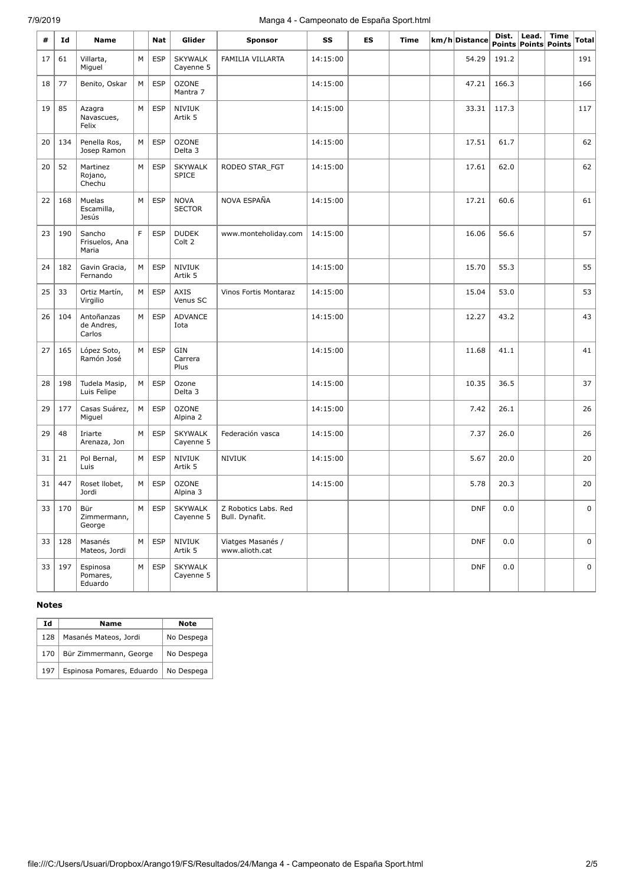| # | Id | Name | | Nat | Glider | Sponsor | SS | ES | Time | km/h | Distance | Dist. Points | Lead. Points | Time Points | Total |
|---|---|---|---|---|---|---|---|---|---|---|---|---|---|---|---|
| 17 | 61 | Villarta, Miguel | M | ESP | SKYWALK Cayenne 5 | FAMILIA VILLARTA | 14:15:00 | | | | 54.29 | 191.2 | | | 191 |
| 18 | 77 | Benito, Oskar | M | ESP | OZONE Mantra 7 | | 14:15:00 | | | | 47.21 | 166.3 | | | 166 |
| 19 | 85 | Azagra Navascues, Felix | M | ESP | NIVIUK Artik 5 | | 14:15:00 | | | | 33.31 | 117.3 | | | 117 |
| 20 | 134 | Penella Ros, Josep Ramon | M | ESP | OZONE Delta 3 | | 14:15:00 | | | | 17.51 | 61.7 | | | 62 |
| 20 | 52 | Martinez Rojano, Chechu | M | ESP | SKYWALK SPICE | RODEO STAR_FGT | 14:15:00 | | | | 17.61 | 62.0 | | | 62 |
| 22 | 168 | Muelas Escamilla, Jesús | M | ESP | NOVA SECTOR | NOVA ESPAÑA | 14:15:00 | | | | 17.21 | 60.6 | | | 61 |
| 23 | 190 | Sancho Frisuelos, Ana Maria | F | ESP | DUDEK Colt 2 | www.monteholiday.com | 14:15:00 | | | | 16.06 | 56.6 | | | 57 |
| 24 | 182 | Gavin Gracia, Fernando | M | ESP | NIVIUK Artik 5 | | 14:15:00 | | | | 15.70 | 55.3 | | | 55 |
| 25 | 33 | Ortiz Martín, Virgilio | M | ESP | AXIS Venus SC | Vinos Fortis Montaraz | 14:15:00 | | | | 15.04 | 53.0 | | | 53 |
| 26 | 104 | Antoñanzas de Andres, Carlos | M | ESP | ADVANCE Iota | | 14:15:00 | | | | 12.27 | 43.2 | | | 43 |
| 27 | 165 | López Soto, Ramón José | M | ESP | GIN Carrera Plus | | 14:15:00 | | | | 11.68 | 41.1 | | | 41 |
| 28 | 198 | Tudela Masip, Luis Felipe | M | ESP | Ozone Delta 3 | | 14:15:00 | | | | 10.35 | 36.5 | | | 37 |
| 29 | 177 | Casas Suárez, Miguel | M | ESP | OZONE Alpina 2 | | 14:15:00 | | | | 7.42 | 26.1 | | | 26 |
| 29 | 48 | Iriarte Arenaza, Jon | M | ESP | SKYWALK Cayenne 5 | Federación vasca | 14:15:00 | | | | 7.37 | 26.0 | | | 26 |
| 31 | 21 | Pol Bernal, Luis | M | ESP | NIVIUK Artik 5 | NIVIUK | 14:15:00 | | | | 5.67 | 20.0 | | | 20 |
| 31 | 447 | Roset llobet, Jordi | M | ESP | OZONE Alpina 3 | | 14:15:00 | | | | 5.78 | 20.3 | | | 20 |
| 33 | 170 | Bür Zimmermann, George | M | ESP | SKYWALK Cayenne 5 | Z Robotics Labs. Red Bull. Dynafit. | | | | | DNF | 0.0 | | | 0 |
| 33 | 128 | Masanés Mateos, Jordi | M | ESP | NIVIUK Artik 5 | Viatges Masanés / www.alioth.cat | | | | | DNF | 0.0 | | | 0 |
| 33 | 197 | Espinosa Pomares, Eduardo | M | ESP | SKYWALK Cayenne 5 | | | | | | DNF | 0.0 | | | 0 |

### Notes

| Id | Name | Note |
|---|---|---|
| 128 | Masanés Mateos, Jordi | No Despega |
| 170 | Bür Zimmermann, George | No Despega |
| 197 | Espinosa Pomares, Eduardo | No Despega |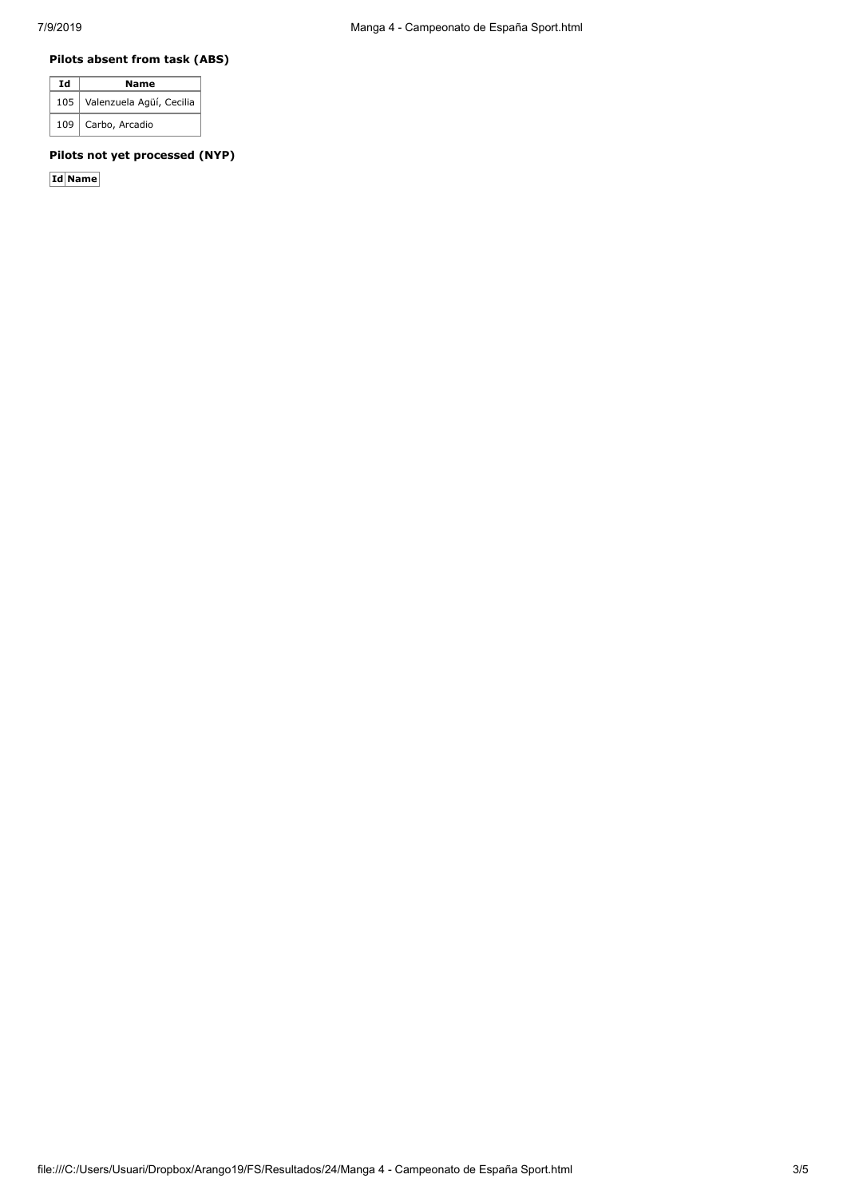### Pilots absent from task (ABS)

| Id | Name |
|---|---|
| 105 | Valenzuela Agüí, Cecilia |
| 109 | Carbo, Arcadio |

### Pilots not yet processed (NYP)

| Id | Name |
|---|---|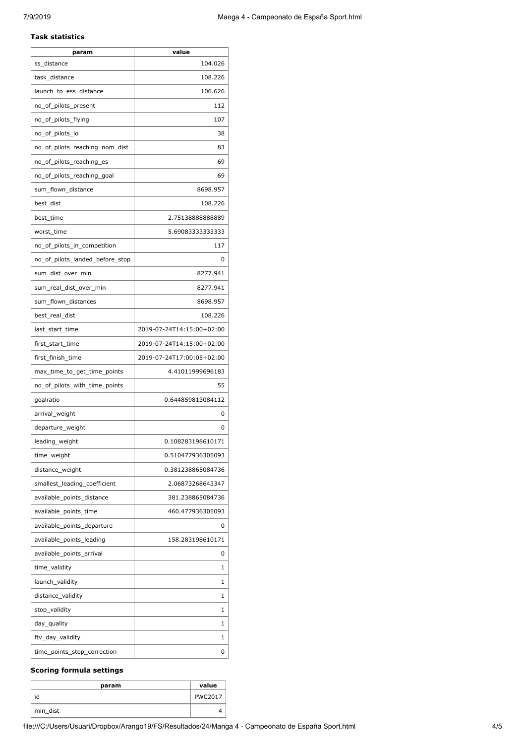**Task statistics**

| param | value |
|---|---|
| ss_distance | 104.026 |
| task_distance | 108.226 |
| launch_to_ess_distance | 106.626 |
| no_of_pilots_present | 112 |
| no_of_pilots_flying | 107 |
| no_of_pilots_lo | 38 |
| no_of_pilots_reaching_nom_dist | 83 |
| no_of_pilots_reaching_es | 69 |
| no_of_pilots_reaching_goal | 69 |
| sum_flown_distance | 8698.957 |
| best_dist | 108.226 |
| best_time | 2.75138888888889 |
| worst_time | 5.69083333333333 |
| no_of_pilots_in_competition | 117 |
| no_of_pilots_landed_before_stop | 0 |
| sum_dist_over_min | 8277.941 |
| sum_real_dist_over_min | 8277.941 |
| sum_flown_distances | 8698.957 |
| best_real_dist | 108.226 |
| last_start_time | 2019-07-24T14:15:00+02:00 |
| first_start_time | 2019-07-24T14:15:00+02:00 |
| first_finish_time | 2019-07-24T17:00:05+02:00 |
| max_time_to_get_time_points | 4.41011999696183 |
| no_of_pilots_with_time_points | 55 |
| goalratio | 0.644859813084112 |
| arrival_weight | 0 |
| departure_weight | 0 |
| leading_weight | 0.108283198610171 |
| time_weight | 0.510477936305093 |
| distance_weight | 0.381238865084736 |
| smallest_leading_coefficient | 2.06873268643347 |
| available_points_distance | 381.238865084736 |
| available_points_time | 460.477936305093 |
| available_points_departure | 0 |
| available_points_leading | 158.283198610171 |
| available_points_arrival | 0 |
| time_validity | 1 |
| launch_validity | 1 |
| distance_validity | 1 |
| stop_validity | 1 |
| day_quality | 1 |
| ftv_day_validity | 1 |
| time_points_stop_correction | 0 |

**Scoring formula settings**

| param | value |
|---|---|
| id | PWC2017 |
| min_dist | 4 |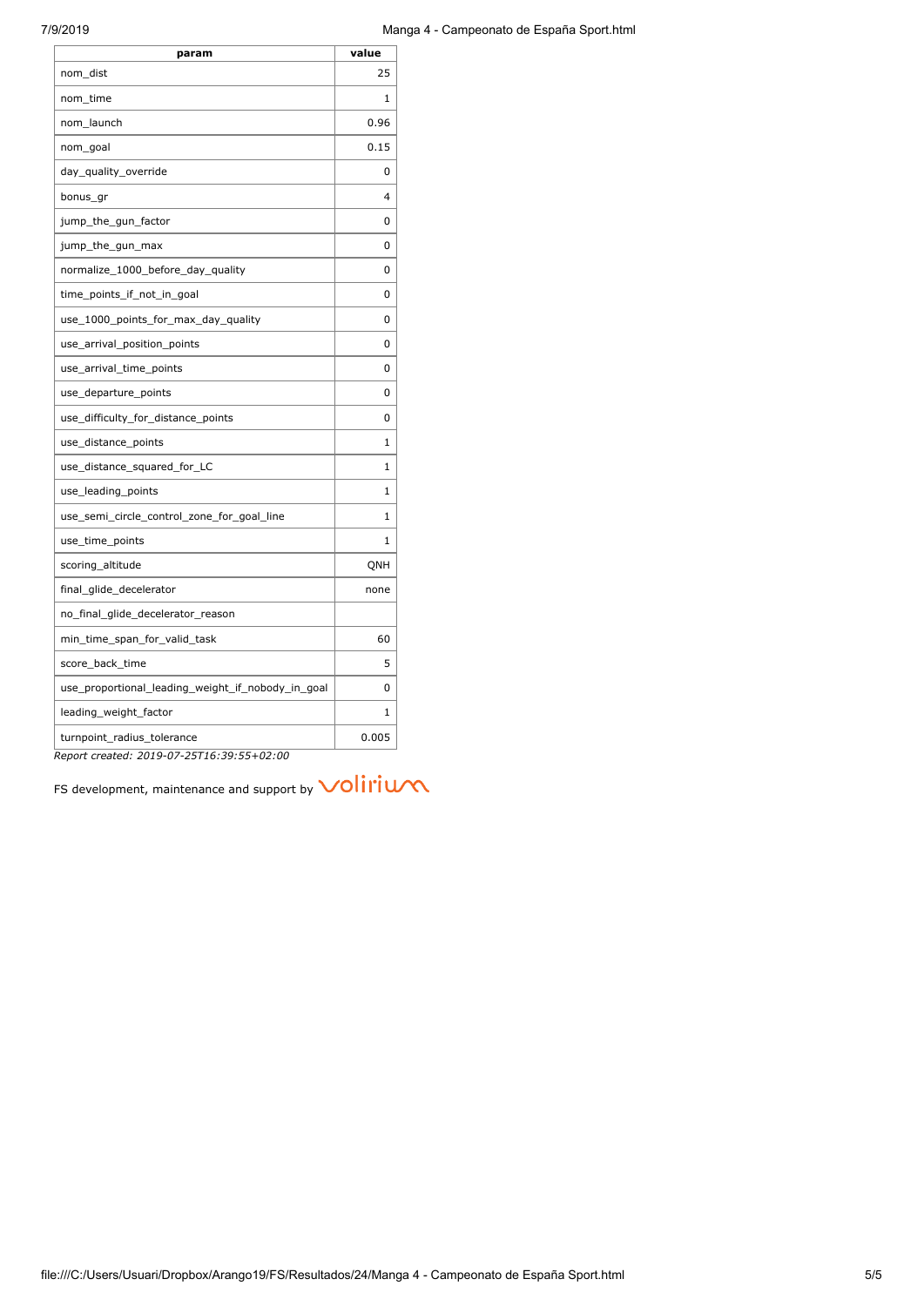| param | value |
| --- | --- |
| nom_dist | 25 |
| nom_time | 1 |
| nom_launch | 0.96 |
| nom_goal | 0.15 |
| day_quality_override | 0 |
| bonus_gr | 4 |
| jump_the_gun_factor | 0 |
| jump_the_gun_max | 0 |
| normalize_1000_before_day_quality | 0 |
| time_points_if_not_in_goal | 0 |
| use_1000_points_for_max_day_quality | 0 |
| use_arrival_position_points | 0 |
| use_arrival_time_points | 0 |
| use_departure_points | 0 |
| use_difficulty_for_distance_points | 0 |
| use_distance_points | 1 |
| use_distance_squared_for_LC | 1 |
| use_leading_points | 1 |
| use_semi_circle_control_zone_for_goal_line | 1 |
| use_time_points | 1 |
| scoring_altitude | QNH |
| final_glide_decelerator | none |
| no_final_glide_decelerator_reason | |
| min_time_span_for_valid_task | 60 |
| score_back_time | 5 |
| use_proportional_leading_weight_if_nobody_in_goal | 0 |
| leading_weight_factor | 1 |
| turnpoint_radius_tolerance | 0.005 |

*Report created: 2019-07-25T16:39:55+02:00*

FS development, maintenance and support by volirium